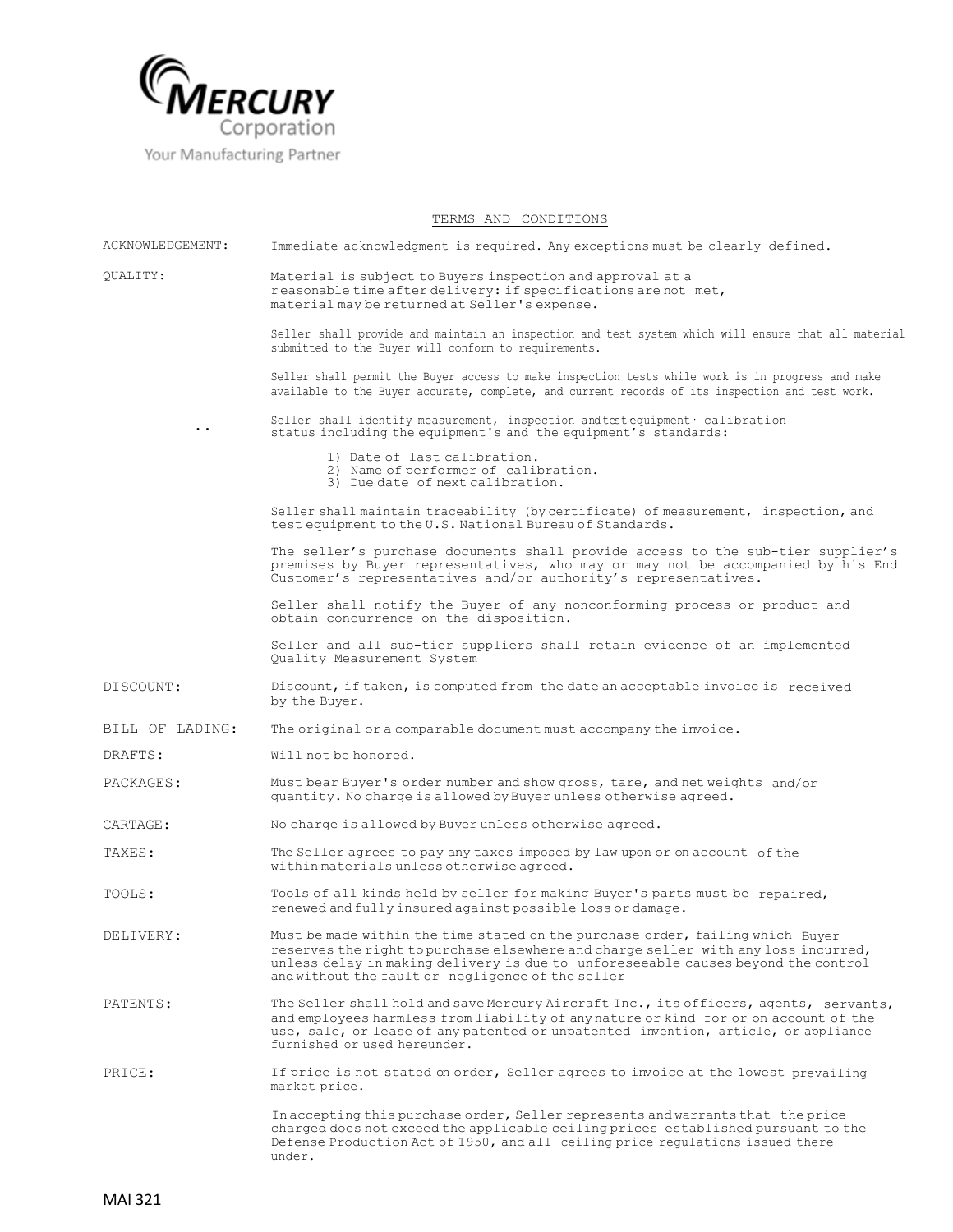**MERCURY** Corporation

Your Manufacturing Partner

# TERMS AND CONDITIONS

**ACKNOWLEDGEMENT:** Immediate acknowledgment is required. Any exceptions must be clearly defined.

**QUALITY:** Material is subject to Buyers inspection and approval at a reasonable time after delivery: if specifications are not met, material may be returned at Seller's expense.

Seller shall provide and maintain an inspection and test system which will ensure that all material submitted to the Buyer will conform to requirements.

Seller shall permit the Buyer access to make inspection tests while work is in progress and make available to the Buyer accurate, complete, and current records of its inspection and test work.

Seller shall identify measurement, inspection and test equipment calibration status including the equipment's and the equipment's standards:

1) Date of last calibration.
2) Name of performer of calibration.
3) Due date of next calibration.

Seller shall maintain traceability (by certificate) of measurement, inspection, and test equipment to the U.S. National Bureau of Standards.

The seller's purchase documents shall provide access to the sub-tier supplier's premises by Buyer representatives, who may or may not be accompanied by his End Customer's representatives and/or authority's representatives.

Seller shall notify the Buyer of any nonconforming process or product and obtain concurrence on the disposition.

Seller and all sub-tier suppliers shall retain evidence of an implemented Quality Measurement System

**DISCOUNT:** Discount, if taken, is computed from the date an acceptable invoice is received by the Buyer.

**BILL OF LADING:** The original or a comparable document must accompany the invoice.

**DRAFTS:** Will not be honored.

**PACKAGES:** Must bear Buyer's order number and show gross, tare, and net weights and/or quantity. No charge is allowed by Buyer unless otherwise agreed.

**CARTAGE:** No charge is allowed by Buyer unless otherwise agreed.

**TAXES:** The Seller agrees to pay any taxes imposed by law upon or on account of the within materials unless otherwise agreed.

**TOOLS:** Tools of all kinds held by seller for making Buyer's parts must be repaired, renewed and fully insured against possible loss or damage.

**DELIVERY:** Must be made within the time stated on the purchase order, failing which Buyer reserves the right to purchase elsewhere and charge seller with any loss incurred, unless delay in making delivery is due to unforeseeable causes beyond the control and without the fault or negligence of the seller

**PATENTS:** The Seller shall hold and save Mercury Aircraft Inc., its officers, agents, servants, and employees harmless from liability of any nature or kind for or on account of the use, sale, or lease of any patented or unpatented invention, article, or appliance furnished or used hereunder.

**PRICE:** If price is not stated on order, Seller agrees to invoice at the lowest prevailing market price.

In accepting this purchase order, Seller represents and warrants that the price charged does not exceed the applicable ceiling prices established pursuant to the Defense Production Act of 1950, and all ceiling price regulations issued there under.

MAI 321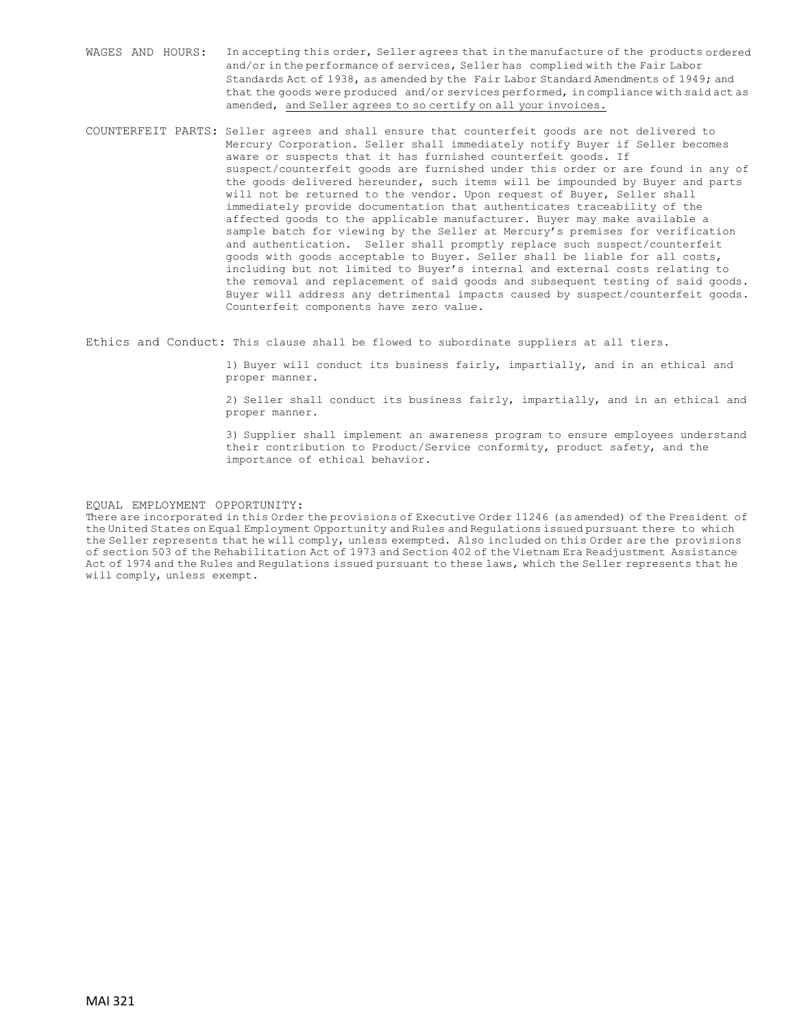WAGES AND HOURS: In accepting this order, Seller agrees that in the manufacture of the products ordered and/or in the performance of services, Seller has complied with the Fair Labor Standards Act of 1938, as amended by the Fair Labor Standard Amendments of 1949; and that the goods were produced and/or services performed, in compliance with said act as amended, <u>and Seller agrees to so certify on all your invoices.</u>

COUNTERFEIT PARTS: Seller agrees and shall ensure that counterfeit goods are not delivered to Mercury Corporation. Seller shall immediately notify Buyer if Seller becomes aware or suspects that it has furnished counterfeit goods. If suspect/counterfeit goods are furnished under this order or are found in any of the goods delivered hereunder, such items will be impounded by Buyer and parts will not be returned to the vendor. Upon request of Buyer, Seller shall immediately provide documentation that authenticates traceability of the affected goods to the applicable manufacturer. Buyer may make available a sample batch for viewing by the Seller at Mercury's premises for verification and authentication. Seller shall promptly replace such suspect/counterfeit goods with goods acceptable to Buyer. Seller shall be liable for all costs, including but not limited to Buyer's internal and external costs relating to the removal and replacement of said goods and subsequent testing of said goods. Buyer will address any detrimental impacts caused by suspect/counterfeit goods. Counterfeit components have zero value.

Ethics and Conduct: This clause shall be flowed to subordinate suppliers at all tiers.

1) Buyer will conduct its business fairly, impartially, and in an ethical and proper manner.

2) Seller shall conduct its business fairly, impartially, and in an ethical and proper manner.

3) Supplier shall implement an awareness program to ensure employees understand their contribution to Product/Service conformity, product safety, and the importance of ethical behavior.

EQUAL EMPLOYMENT OPPORTUNITY:
There are incorporated in this Order the provisions of Executive Order 11246 (as amended) of the President of the United States on Equal Employment Opportunity and Rules and Regulations issued pursuant there to which the Seller represents that he will comply, unless exempted. Also included on this Order are the provisions of section 503 of the Rehabilitation Act of 1973 and Section 402 of the Vietnam Era Readjustment Assistance Act of 1974 and the Rules and Regulations issued pursuant to these laws, which the Seller represents that he will comply, unless exempt.

MAI 321